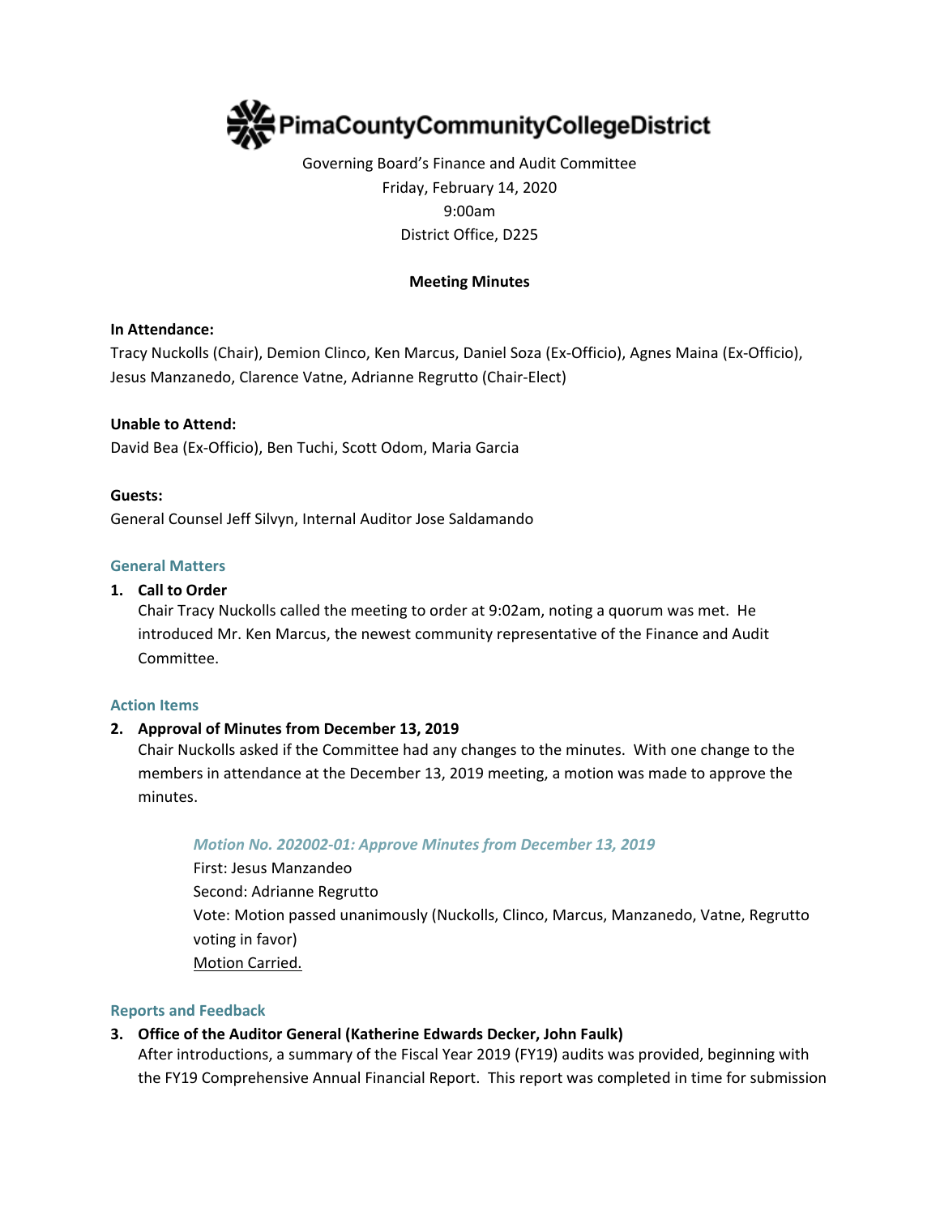# PimaCountyCommunityCollegeDistrict

Governing Board's Finance and Audit Committee
Friday, February 14, 2020
9:00am
District Office, D225

**Meeting Minutes**

**In Attendance:**
Tracy Nuckolls (Chair), Demion Clinco, Ken Marcus, Daniel Soza (Ex-Officio), Agnes Maina (Ex-Officio), Jesus Manzanedo, Clarence Vatne, Adrianne Regrutto (Chair-Elect)

**Unable to Attend:**
David Bea (Ex-Officio), Ben Tuchi, Scott Odom, Maria Garcia

**Guests:**
General Counsel Jeff Silvyn, Internal Auditor Jose Saldamando

## General Matters

1. **Call to Order**
   Chair Tracy Nuckolls called the meeting to order at 9:02am, noting a quorum was met. He introduced Mr. Ken Marcus, the newest community representative of the Finance and Audit Committee.

## Action Items

2. **Approval of Minutes from December 13, 2019**
   Chair Nuckolls asked if the Committee had any changes to the minutes. With one change to the members in attendance at the December 13, 2019 meeting, a motion was made to approve the minutes.

   *Motion No. 202002-01: Approve Minutes from December 13, 2019*
   First: Jesus Manzandeo
   Second: Adrianne Regrutto
   Vote: Motion passed unanimously (Nuckolls, Clinco, Marcus, Manzanedo, Vatne, Regrutto voting in favor)
   Motion Carried.

## Reports and Feedback

3. **Office of the Auditor General (Katherine Edwards Decker, John Faulk)**
   After introductions, a summary of the Fiscal Year 2019 (FY19) audits was provided, beginning with the FY19 Comprehensive Annual Financial Report. This report was completed in time for submission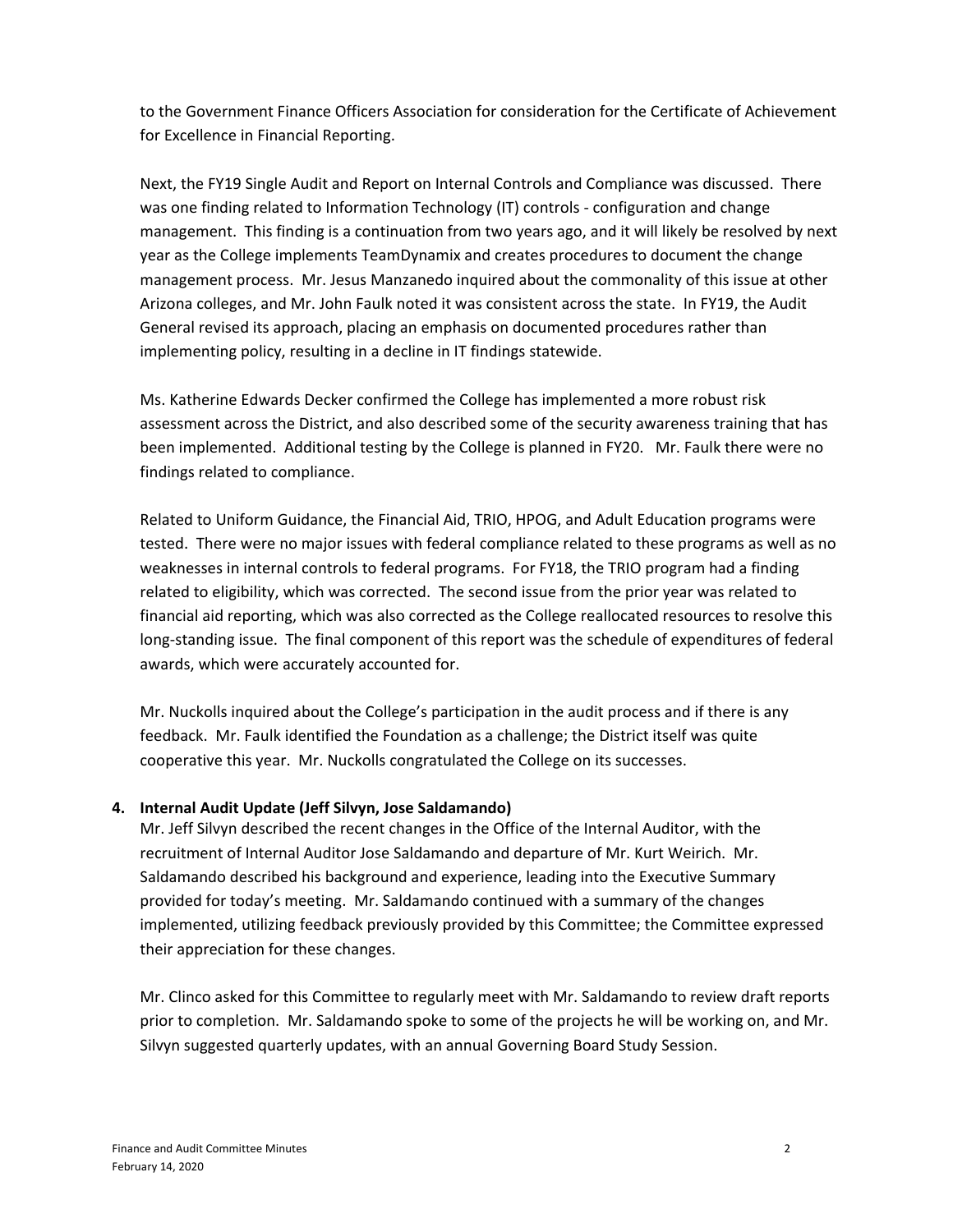to the Government Finance Officers Association for consideration for the Certificate of Achievement for Excellence in Financial Reporting.

Next, the FY19 Single Audit and Report on Internal Controls and Compliance was discussed. There was one finding related to Information Technology (IT) controls - configuration and change management. This finding is a continuation from two years ago, and it will likely be resolved by next year as the College implements TeamDynamix and creates procedures to document the change management process. Mr. Jesus Manzanedo inquired about the commonality of this issue at other Arizona colleges, and Mr. John Faulk noted it was consistent across the state. In FY19, the Audit General revised its approach, placing an emphasis on documented procedures rather than implementing policy, resulting in a decline in IT findings statewide.

Ms. Katherine Edwards Decker confirmed the College has implemented a more robust risk assessment across the District, and also described some of the security awareness training that has been implemented. Additional testing by the College is planned in FY20. Mr. Faulk there were no findings related to compliance.

Related to Uniform Guidance, the Financial Aid, TRIO, HPOG, and Adult Education programs were tested. There were no major issues with federal compliance related to these programs as well as no weaknesses in internal controls to federal programs. For FY18, the TRIO program had a finding related to eligibility, which was corrected. The second issue from the prior year was related to financial aid reporting, which was also corrected as the College reallocated resources to resolve this long-standing issue. The final component of this report was the schedule of expenditures of federal awards, which were accurately accounted for.

Mr. Nuckolls inquired about the College's participation in the audit process and if there is any feedback. Mr. Faulk identified the Foundation as a challenge; the District itself was quite cooperative this year. Mr. Nuckolls congratulated the College on its successes.

**4. Internal Audit Update (Jeff Silvyn, Jose Saldamando)**

Mr. Jeff Silvyn described the recent changes in the Office of the Internal Auditor, with the recruitment of Internal Auditor Jose Saldamando and departure of Mr. Kurt Weirich. Mr. Saldamando described his background and experience, leading into the Executive Summary provided for today's meeting. Mr. Saldamando continued with a summary of the changes implemented, utilizing feedback previously provided by this Committee; the Committee expressed their appreciation for these changes.

Mr. Clinco asked for this Committee to regularly meet with Mr. Saldamando to review draft reports prior to completion. Mr. Saldamando spoke to some of the projects he will be working on, and Mr. Silvyn suggested quarterly updates, with an annual Governing Board Study Session.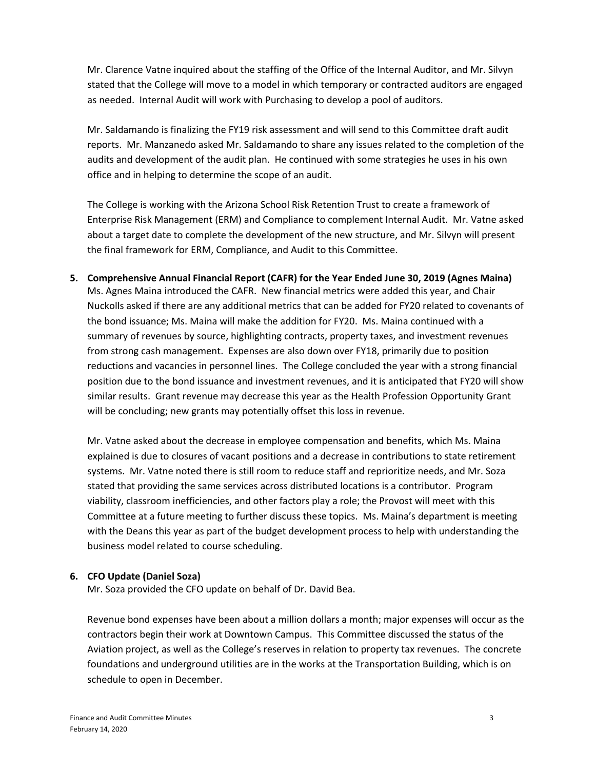Mr. Clarence Vatne inquired about the staffing of the Office of the Internal Auditor, and Mr. Silvyn stated that the College will move to a model in which temporary or contracted auditors are engaged as needed. Internal Audit will work with Purchasing to develop a pool of auditors.

Mr. Saldamando is finalizing the FY19 risk assessment and will send to this Committee draft audit reports. Mr. Manzanedo asked Mr. Saldamando to share any issues related to the completion of the audits and development of the audit plan. He continued with some strategies he uses in his own office and in helping to determine the scope of an audit.

The College is working with the Arizona School Risk Retention Trust to create a framework of Enterprise Risk Management (ERM) and Compliance to complement Internal Audit. Mr. Vatne asked about a target date to complete the development of the new structure, and Mr. Silvyn will present the final framework for ERM, Compliance, and Audit to this Committee.

**5. Comprehensive Annual Financial Report (CAFR) for the Year Ended June 30, 2019 (Agnes Maina)**

Ms. Agnes Maina introduced the CAFR. New financial metrics were added this year, and Chair Nuckolls asked if there are any additional metrics that can be added for FY20 related to covenants of the bond issuance; Ms. Maina will make the addition for FY20. Ms. Maina continued with a summary of revenues by source, highlighting contracts, property taxes, and investment revenues from strong cash management. Expenses are also down over FY18, primarily due to position reductions and vacancies in personnel lines. The College concluded the year with a strong financial position due to the bond issuance and investment revenues, and it is anticipated that FY20 will show similar results. Grant revenue may decrease this year as the Health Profession Opportunity Grant will be concluding; new grants may potentially offset this loss in revenue.

Mr. Vatne asked about the decrease in employee compensation and benefits, which Ms. Maina explained is due to closures of vacant positions and a decrease in contributions to state retirement systems. Mr. Vatne noted there is still room to reduce staff and reprioritize needs, and Mr. Soza stated that providing the same services across distributed locations is a contributor. Program viability, classroom inefficiencies, and other factors play a role; the Provost will meet with this Committee at a future meeting to further discuss these topics. Ms. Maina's department is meeting with the Deans this year as part of the budget development process to help with understanding the business model related to course scheduling.

**6. CFO Update (Daniel Soza)**

Mr. Soza provided the CFO update on behalf of Dr. David Bea.

Revenue bond expenses have been about a million dollars a month; major expenses will occur as the contractors begin their work at Downtown Campus. This Committee discussed the status of the Aviation project, as well as the College's reserves in relation to property tax revenues. The concrete foundations and underground utilities are in the works at the Transportation Building, which is on schedule to open in December.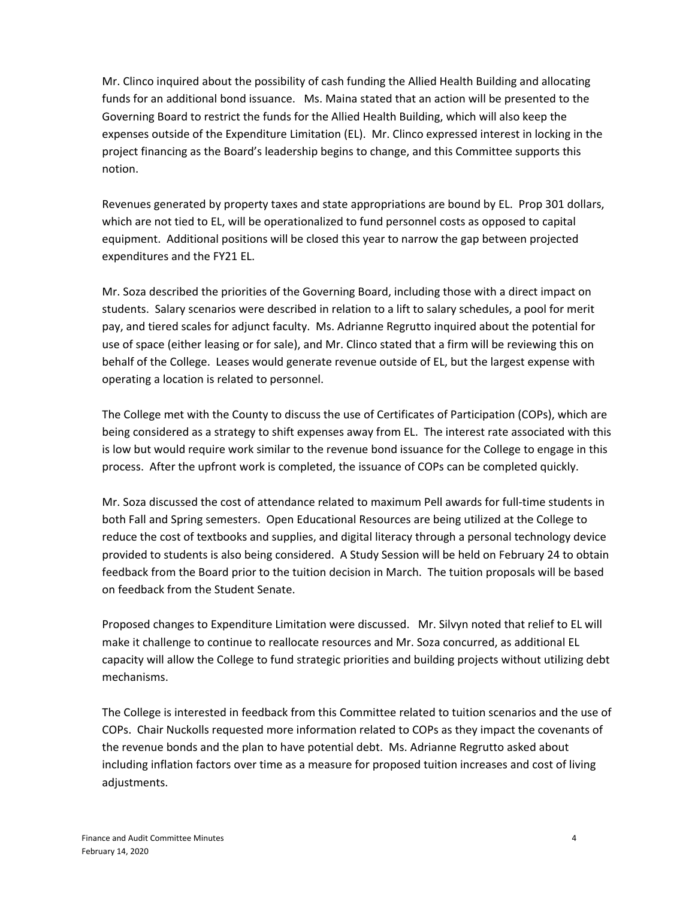Mr. Clinco inquired about the possibility of cash funding the Allied Health Building and allocating funds for an additional bond issuance. Ms. Maina stated that an action will be presented to the Governing Board to restrict the funds for the Allied Health Building, which will also keep the expenses outside of the Expenditure Limitation (EL). Mr. Clinco expressed interest in locking in the project financing as the Board's leadership begins to change, and this Committee supports this notion.

Revenues generated by property taxes and state appropriations are bound by EL. Prop 301 dollars, which are not tied to EL, will be operationalized to fund personnel costs as opposed to capital equipment. Additional positions will be closed this year to narrow the gap between projected expenditures and the FY21 EL.

Mr. Soza described the priorities of the Governing Board, including those with a direct impact on students. Salary scenarios were described in relation to a lift to salary schedules, a pool for merit pay, and tiered scales for adjunct faculty. Ms. Adrianne Regrutto inquired about the potential for use of space (either leasing or for sale), and Mr. Clinco stated that a firm will be reviewing this on behalf of the College. Leases would generate revenue outside of EL, but the largest expense with operating a location is related to personnel.

The College met with the County to discuss the use of Certificates of Participation (COPs), which are being considered as a strategy to shift expenses away from EL. The interest rate associated with this is low but would require work similar to the revenue bond issuance for the College to engage in this process. After the upfront work is completed, the issuance of COPs can be completed quickly.

Mr. Soza discussed the cost of attendance related to maximum Pell awards for full-time students in both Fall and Spring semesters. Open Educational Resources are being utilized at the College to reduce the cost of textbooks and supplies, and digital literacy through a personal technology device provided to students is also being considered. A Study Session will be held on February 24 to obtain feedback from the Board prior to the tuition decision in March. The tuition proposals will be based on feedback from the Student Senate.

Proposed changes to Expenditure Limitation were discussed. Mr. Silvyn noted that relief to EL will make it challenge to continue to reallocate resources and Mr. Soza concurred, as additional EL capacity will allow the College to fund strategic priorities and building projects without utilizing debt mechanisms.

The College is interested in feedback from this Committee related to tuition scenarios and the use of COPs. Chair Nuckolls requested more information related to COPs as they impact the covenants of the revenue bonds and the plan to have potential debt. Ms. Adrianne Regrutto asked about including inflation factors over time as a measure for proposed tuition increases and cost of living adjustments.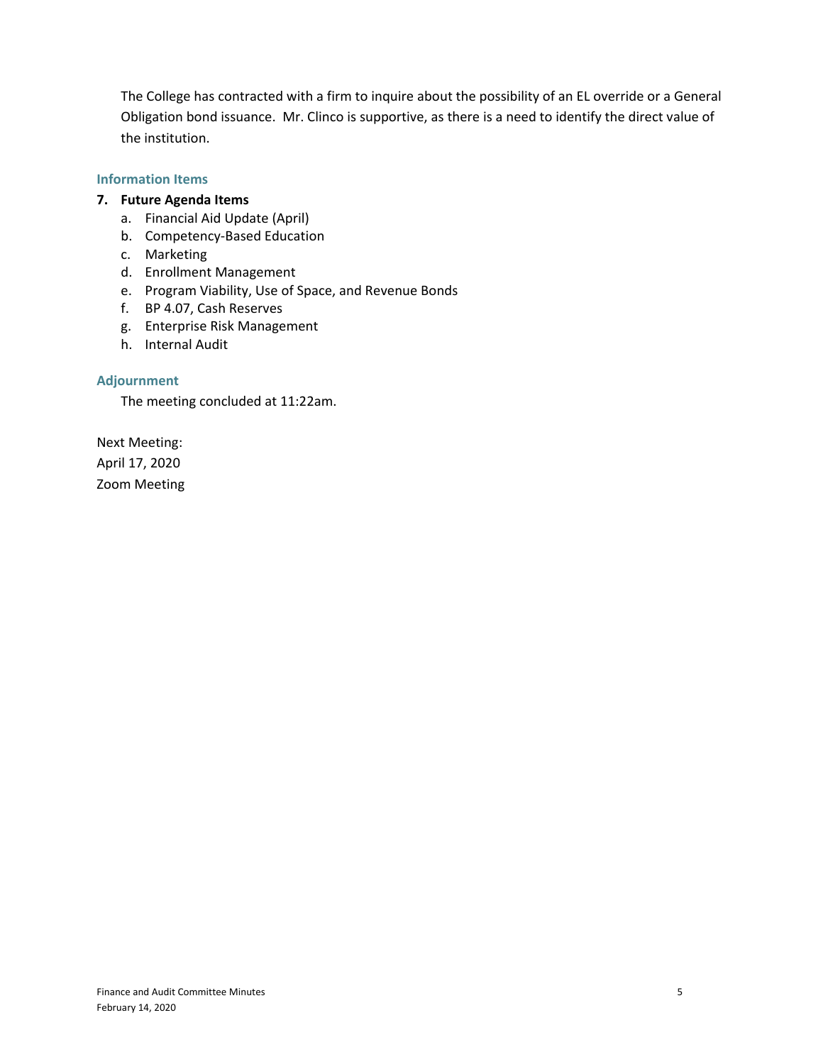The College has contracted with a firm to inquire about the possibility of an EL override or a General Obligation bond issuance. Mr. Clinco is supportive, as there is a need to identify the direct value of the institution.

### Information Items

**7. Future Agenda Items**

a. Financial Aid Update (April)
b. Competency-Based Education
c. Marketing
d. Enrollment Management
e. Program Viability, Use of Space, and Revenue Bonds
f. BP 4.07, Cash Reserves
g. Enterprise Risk Management
h. Internal Audit

### Adjournment

The meeting concluded at 11:22am.

Next Meeting:
April 17, 2020
Zoom Meeting